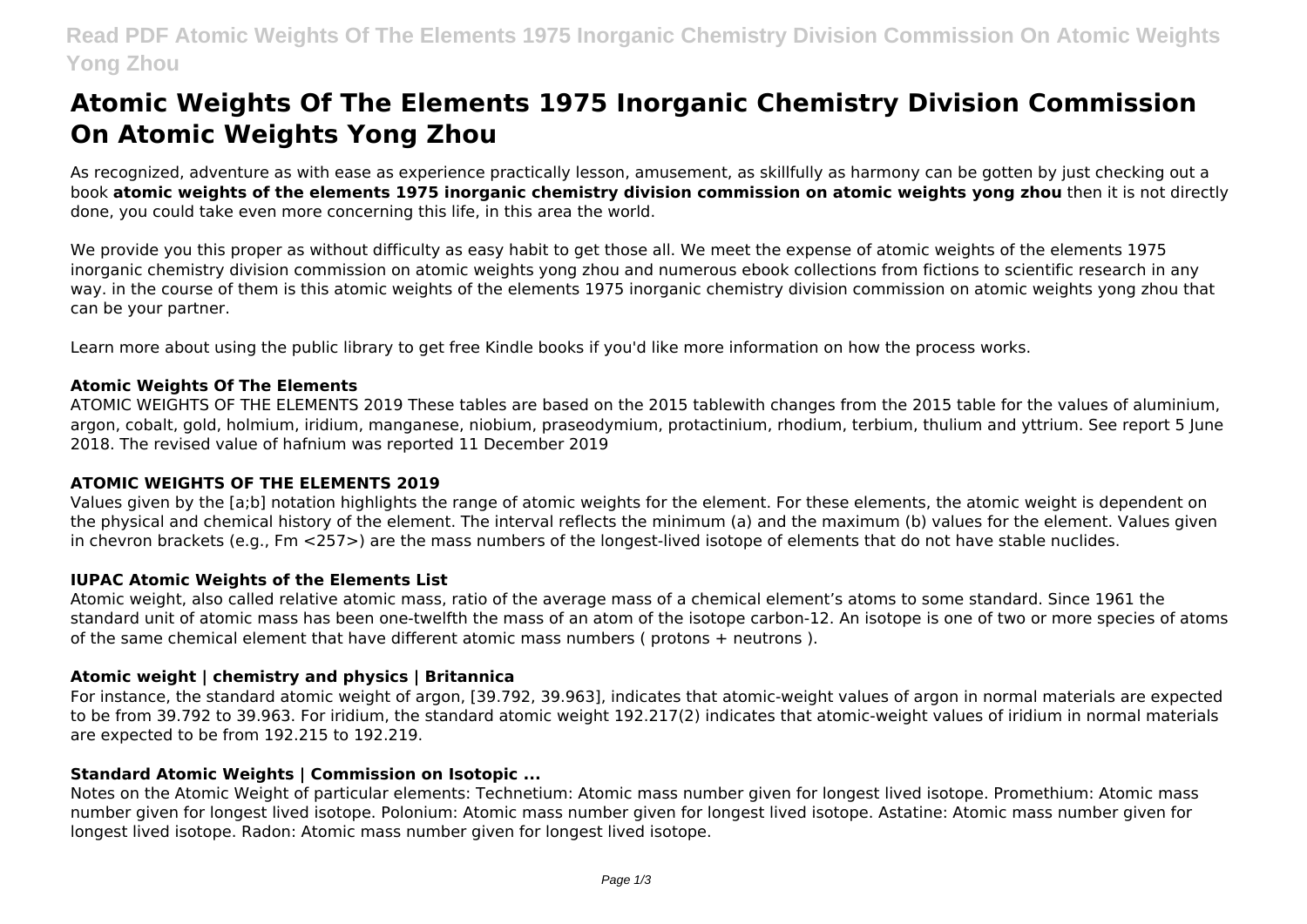# Atomic Weights Of The Elements 1975 Inorganic Chemistry Division Commission On Atomic Weights Yong Zhou

As recognized, adventure as with ease as experience practically lesson, amusement, as skillfully as harmony can be gotten by just checking out a book **atomic weights of the elements 1975 inorganic chemistry division commission on atomic weights yong zhou** then it is not directly done, you could take even more concerning this life, in this area the world.

We provide you this proper as without difficulty as easy habit to get those all. We meet the expense of atomic weights of the elements 1975 inorganic chemistry division commission on atomic weights yong zhou and numerous ebook collections from fictions to scientific research in any way. in the course of them is this atomic weights of the elements 1975 inorganic chemistry division commission on atomic weights yong zhou that can be your partner.

Learn more about using the public library to get free Kindle books if you'd like more information on how the process works.

### Atomic Weights Of The Elements

ATOMIC WEIGHTS OF THE ELEMENTS 2019 These tables are based on the 2015 tablewith changes from the 2015 table for the values of aluminium, argon, cobalt, gold, holmium, iridium, manganese, niobium, praseodymium, protactinium, rhodium, terbium, thulium and yttrium. See report 5 June 2018. The revised value of hafnium was reported 11 December 2019

### ATOMIC WEIGHTS OF THE ELEMENTS 2019

Values given by the [a;b] notation highlights the range of atomic weights for the element. For these elements, the atomic weight is dependent on the physical and chemical history of the element. The interval reflects the minimum (a) and the maximum (b) values for the element. Values given in chevron brackets (e.g., Fm <257>) are the mass numbers of the longest-lived isotope of elements that do not have stable nuclides.

### IUPAC Atomic Weights of the Elements List

Atomic weight, also called relative atomic mass, ratio of the average mass of a chemical element's atoms to some standard. Since 1961 the standard unit of atomic mass has been one-twelfth the mass of an atom of the isotope carbon-12. An isotope is one of two or more species of atoms of the same chemical element that have different atomic mass numbers ( protons + neutrons ).

### Atomic weight | chemistry and physics | Britannica

For instance, the standard atomic weight of argon, [39.792, 39.963], indicates that atomic-weight values of argon in normal materials are expected to be from 39.792 to 39.963. For iridium, the standard atomic weight 192.217(2) indicates that atomic-weight values of iridium in normal materials are expected to be from 192.215 to 192.219.

### Standard Atomic Weights | Commission on Isotopic ...

Notes on the Atomic Weight of particular elements: Technetium: Atomic mass number given for longest lived isotope. Promethium: Atomic mass number given for longest lived isotope. Polonium: Atomic mass number given for longest lived isotope. Astatine: Atomic mass number given for longest lived isotope. Radon: Atomic mass number given for longest lived isotope.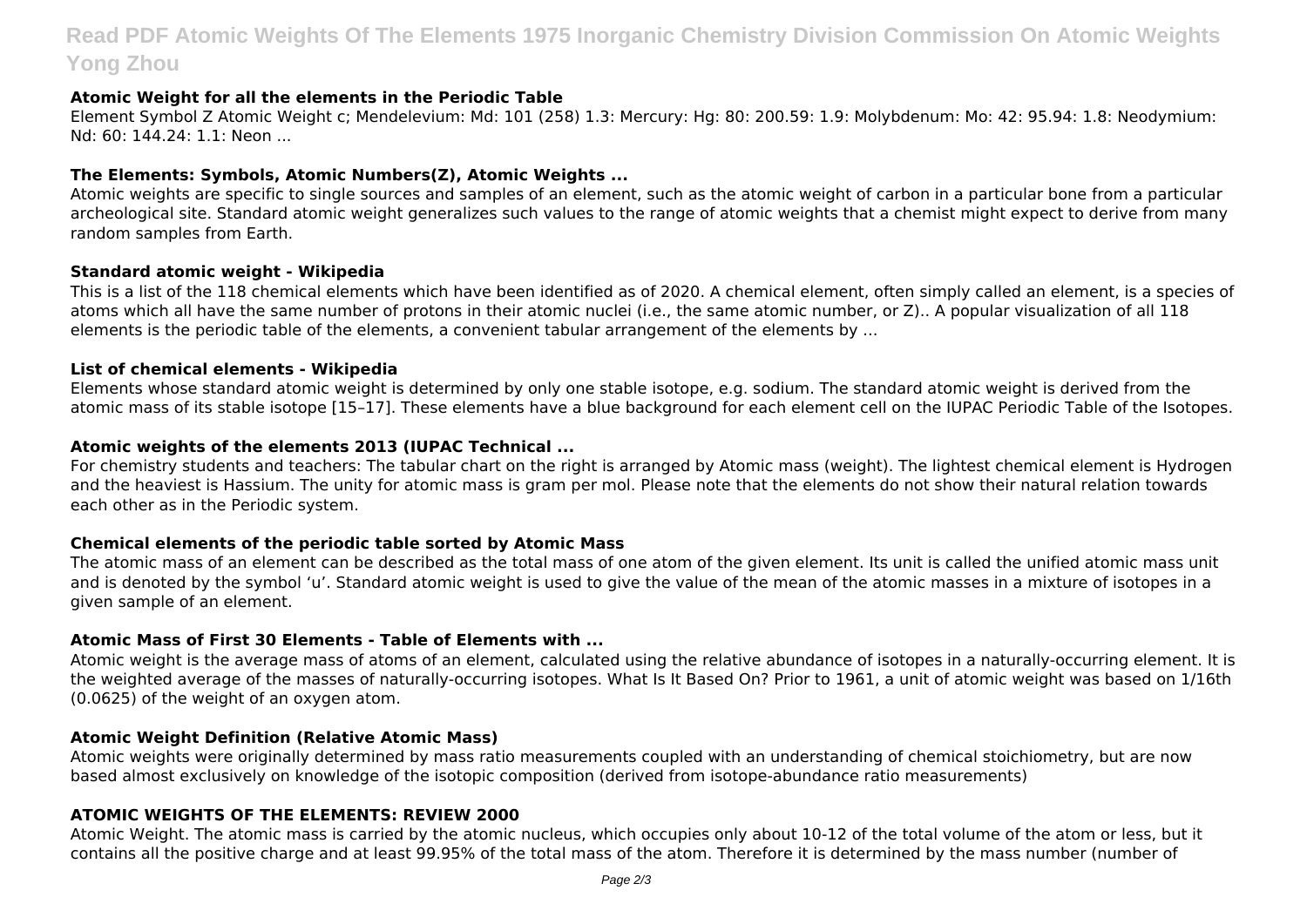### Atomic Weight for all the elements in the Periodic Table

Element Symbol Z Atomic Weight c; Mendelevium: Md: 101 (258) 1.3: Mercury: Hg: 80: 200.59: 1.9: Molybdenum: Mo: 42: 95.94: 1.8: Neodymium: Nd: 60: 144.24: 1.1: Neon ...

### The Elements: Symbols, Atomic Numbers(Z), Atomic Weights ...

Atomic weights are specific to single sources and samples of an element, such as the atomic weight of carbon in a particular bone from a particular archeological site. Standard atomic weight generalizes such values to the range of atomic weights that a chemist might expect to derive from many random samples from Earth.

### Standard atomic weight - Wikipedia

This is a list of the 118 chemical elements which have been identified as of 2020. A chemical element, often simply called an element, is a species of atoms which all have the same number of protons in their atomic nuclei (i.e., the same atomic number, or Z).. A popular visualization of all 118 elements is the periodic table of the elements, a convenient tabular arrangement of the elements by ...

### List of chemical elements - Wikipedia

Elements whose standard atomic weight is determined by only one stable isotope, e.g. sodium. The standard atomic weight is derived from the atomic mass of its stable isotope [15–17]. These elements have a blue background for each element cell on the IUPAC Periodic Table of the Isotopes.

### Atomic weights of the elements 2013 (IUPAC Technical ...

For chemistry students and teachers: The tabular chart on the right is arranged by Atomic mass (weight). The lightest chemical element is Hydrogen and the heaviest is Hassium. The unity for atomic mass is gram per mol. Please note that the elements do not show their natural relation towards each other as in the Periodic system.

### Chemical elements of the periodic table sorted by Atomic Mass

The atomic mass of an element can be described as the total mass of one atom of the given element. Its unit is called the unified atomic mass unit and is denoted by the symbol 'u'. Standard atomic weight is used to give the value of the mean of the atomic masses in a mixture of isotopes in a given sample of an element.

### Atomic Mass of First 30 Elements - Table of Elements with ...

Atomic weight is the average mass of atoms of an element, calculated using the relative abundance of isotopes in a naturally-occurring element. It is the weighted average of the masses of naturally-occurring isotopes. What Is It Based On? Prior to 1961, a unit of atomic weight was based on 1/16th (0.0625) of the weight of an oxygen atom.

### Atomic Weight Definition (Relative Atomic Mass)

Atomic weights were originally determined by mass ratio measurements coupled with an understanding of chemical stoichiometry, but are now based almost exclusively on knowledge of the isotopic composition (derived from isotope-abundance ratio measurements)

### ATOMIC WEIGHTS OF THE ELEMENTS: REVIEW 2000

Atomic Weight. The atomic mass is carried by the atomic nucleus, which occupies only about 10-12 of the total volume of the atom or less, but it contains all the positive charge and at least 99.95% of the total mass of the atom. Therefore it is determined by the mass number (number of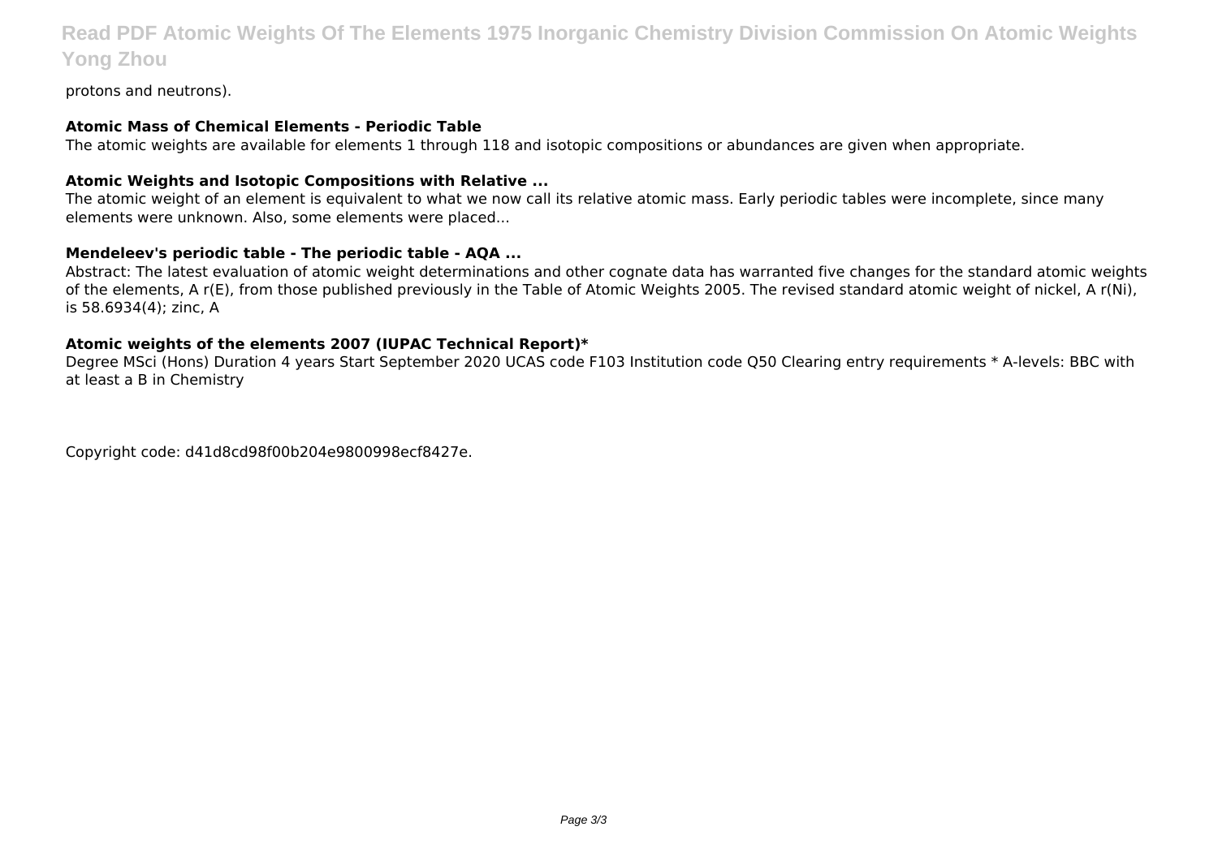protons and neutrons).

**Atomic Mass of Chemical Elements - Periodic Table**

The atomic weights are available for elements 1 through 118 and isotopic compositions or abundances are given when appropriate.

**Atomic Weights and Isotopic Compositions with Relative ...**

The atomic weight of an element is equivalent to what we now call its relative atomic mass. Early periodic tables were incomplete, since many elements were unknown. Also, some elements were placed...

**Mendeleev's periodic table - The periodic table - AQA ...**

Abstract: The latest evaluation of atomic weight determinations and other cognate data has warranted five changes for the standard atomic weights of the elements, A r(E), from those published previously in the Table of Atomic Weights 2005. The revised standard atomic weight of nickel, A r(Ni), is 58.6934(4); zinc, A

**Atomic weights of the elements 2007 (IUPAC Technical Report)***

Degree MSci (Hons) Duration 4 years Start September 2020 UCAS code F103 Institution code Q50 Clearing entry requirements * A-levels: BBC with at least a B in Chemistry

Copyright code: d41d8cd98f00b204e9800998ecf8427e.